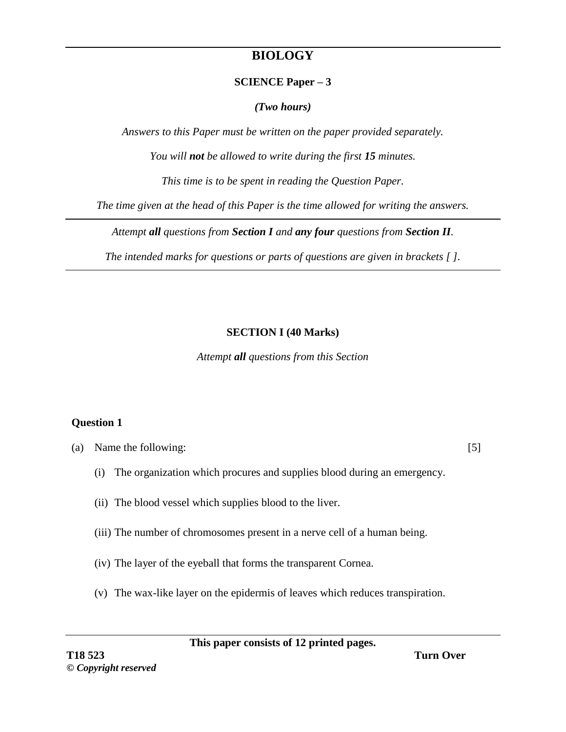# BIOLOGY

## SCIENCE Paper – 3

***(Two hours)***

*Answers to this Paper must be written on the paper provided separately.*

*You will **not** be allowed to write during the first **15** minutes.*

*This time is to be spent in reading the Question Paper.*

*The time given at the head of this Paper is the time allowed for writing the answers.*

---

*Attempt **all** questions from **Section I** and **any four** questions from **Section II**.*

*The intended marks for questions or parts of questions are given in brackets [ ].*

---

## SECTION I (40 Marks)

*Attempt **all** questions from this Section*

### Question 1

(a) Name the following: [5]

(i) The organization which procures and supplies blood during an emergency.

(ii) The blood vessel which supplies blood to the liver.

(iii) The number of chromosomes present in a nerve cell of a human being.

(iv) The layer of the eyeball that forms the transparent Cornea.

(v) The wax-like layer on the epidermis of leaves which reduces transpiration.

**This paper consists of 12 printed pages.**

**T18 523**

***© Copyright reserved***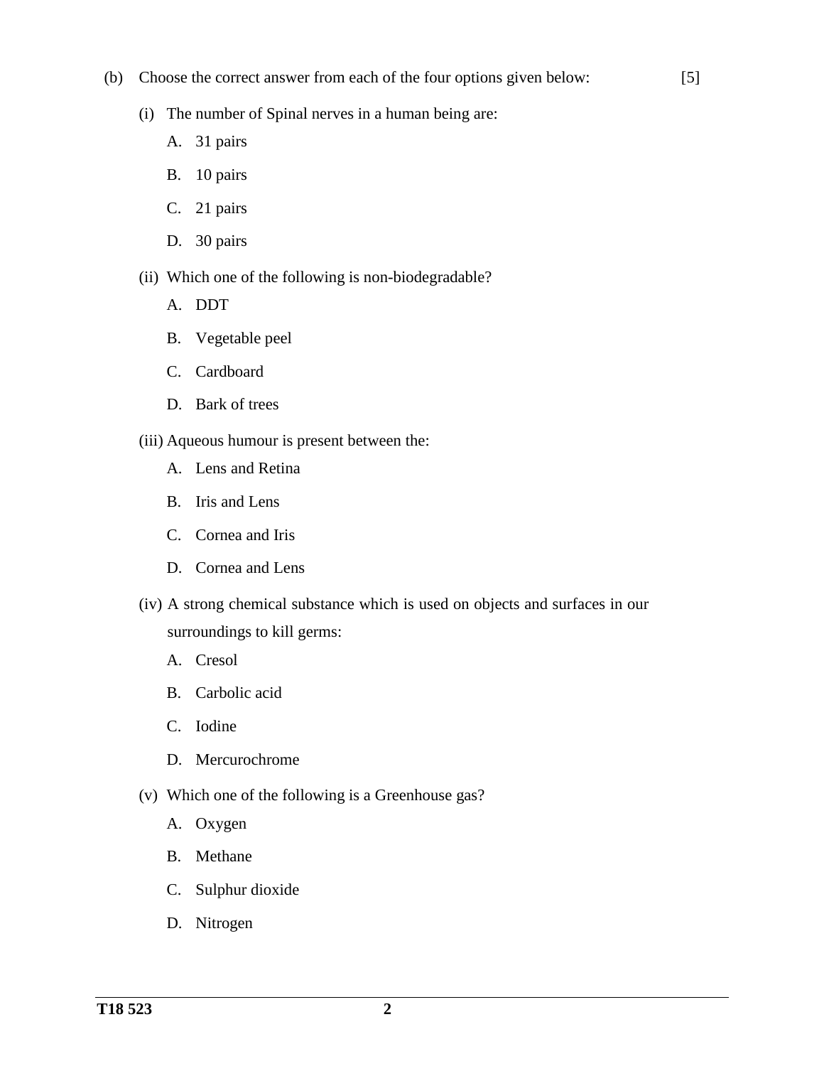(b) Choose the correct answer from each of the four options given below: [5]

(i) The number of Spinal nerves in a human being are:

A. 31 pairs

B. 10 pairs

C. 21 pairs

D. 30 pairs

(ii) Which one of the following is non-biodegradable?

A. DDT

B. Vegetable peel

C. Cardboard

D. Bark of trees

(iii) Aqueous humour is present between the:

A. Lens and Retina

B. Iris and Lens

C. Cornea and Iris

D. Cornea and Lens

(iv) A strong chemical substance which is used on objects and surfaces in our surroundings to kill germs:

A. Cresol

B. Carbolic acid

C. Iodine

D. Mercurochrome

(v) Which one of the following is a Greenhouse gas?

A. Oxygen

B. Methane

C. Sulphur dioxide

D. Nitrogen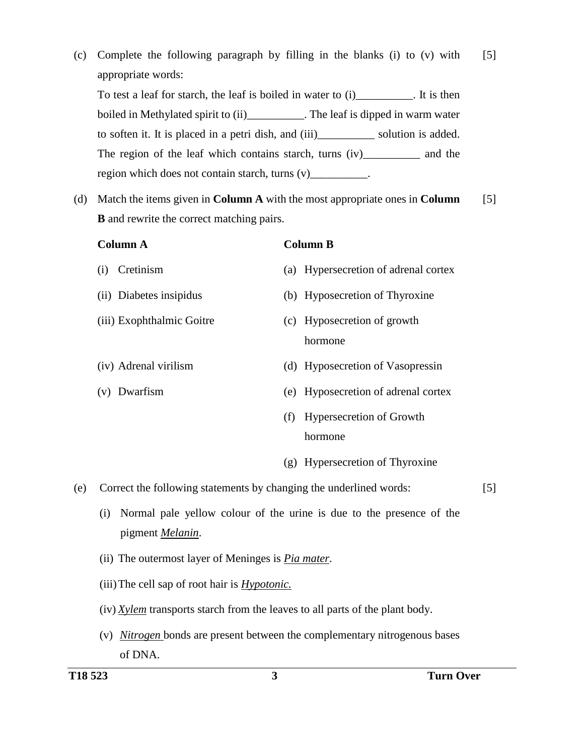(c) Complete the following paragraph by filling in the blanks (i) to (v) with appropriate words: [5]

To test a leaf for starch, the leaf is boiled in water to (i)__________. It is then boiled in Methylated spirit to (ii)__________. The leaf is dipped in warm water to soften it. It is placed in a petri dish, and (iii)__________ solution is added. The region of the leaf which contains starch, turns (iv)__________ and the region which does not contain starch, turns (v)__________.

(d) Match the items given in **Column A** with the most appropriate ones in **Column B** and rewrite the correct matching pairs. [5]

| **Column A** | **Column B** |
|---|---|
| (i) Cretinism | (a) Hypersecretion of adrenal cortex |
| (ii) Diabetes insipidus | (b) Hyposecretion of Thyroxine |
| (iii) Exophthalmic Goitre | (c) Hyposecretion of growth hormone |
| (iv) Adrenal virilism | (d) Hyposecretion of Vasopressin |
| (v) Dwarfism | (e) Hyposecretion of adrenal cortex |
| | (f) Hypersecretion of Growth hormone |
| | (g) Hypersecretion of Thyroxine |

(e) Correct the following statements by changing the underlined words: [5]

(i) Normal pale yellow colour of the urine is due to the presence of the pigment <u>*Melanin*</u>.

(ii) The outermost layer of Meninges is <u>*Pia mater*</u>.

(iii) The cell sap of root hair is <u>*Hypotonic.*</u>

(iv) <u>*Xylem*</u> transports starch from the leaves to all parts of the plant body.

(v) <u>*Nitrogen*</u> bonds are present between the complementary nitrogenous bases of DNA.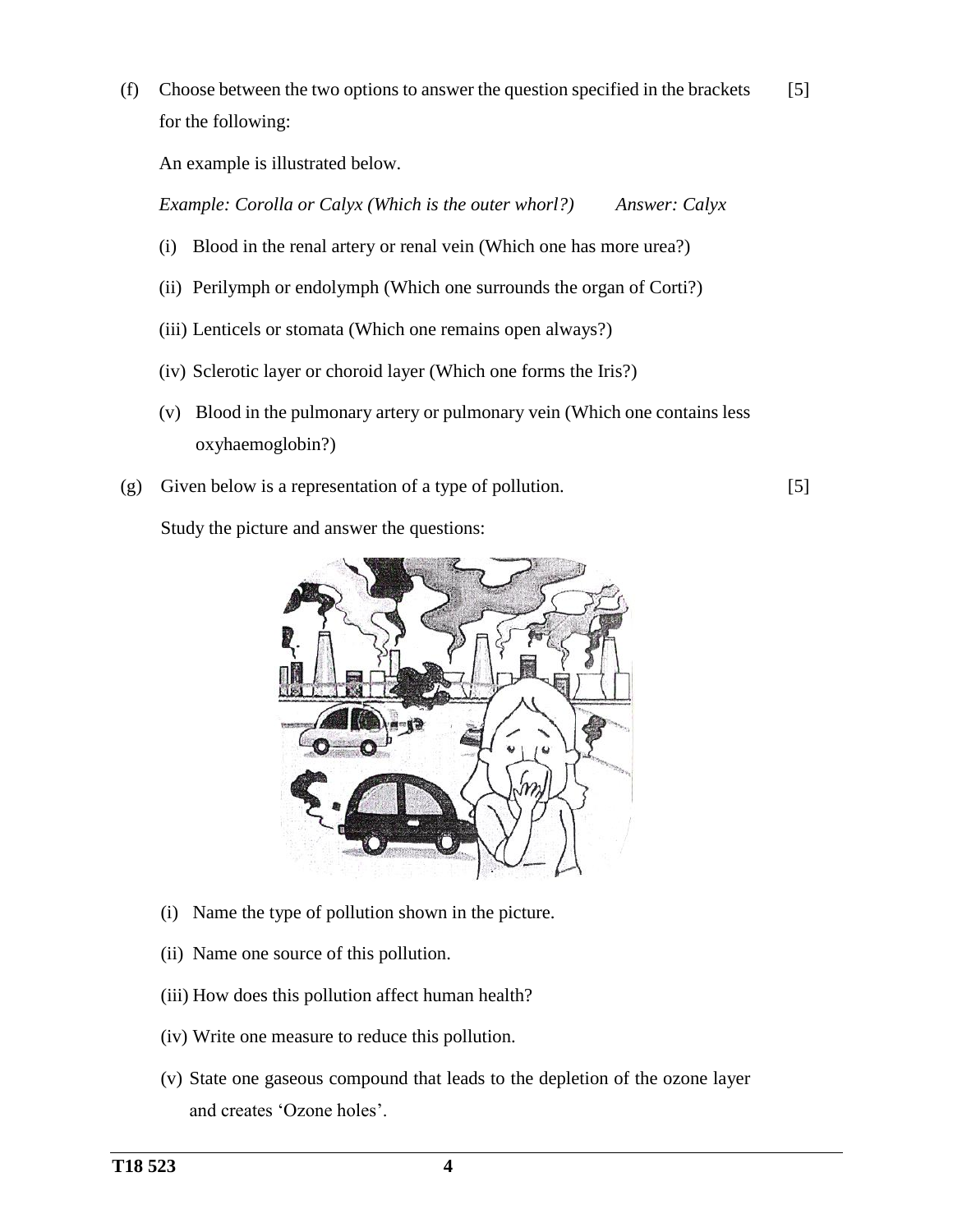(f) Choose between the two options to answer the question specified in the brackets for the following: [5]

An example is illustrated below.

*Example: Corolla or Calyx (Which is the outer whorl?)* *Answer: Calyx*

(i) Blood in the renal artery or renal vein (Which one has more urea?)

(ii) Perilymph or endolymph (Which one surrounds the organ of Corti?)

(iii) Lenticels or stomata (Which one remains open always?)

(iv) Sclerotic layer or choroid layer (Which one forms the Iris?)

(v) Blood in the pulmonary artery or pulmonary vein (Which one contains less oxyhaemoglobin?)

(g) Given below is a representation of a type of pollution. [5]

Study the picture and answer the questions:

(i) Name the type of pollution shown in the picture.

(ii) Name one source of this pollution.

(iii) How does this pollution affect human health?

(iv) Write one measure to reduce this pollution.

(v) State one gaseous compound that leads to the depletion of the ozone layer and creates 'Ozone holes'.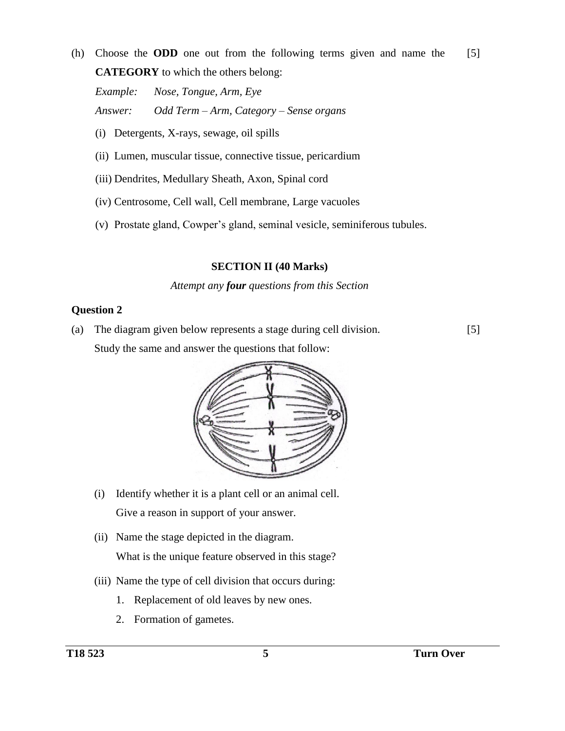(h) Choose the **ODD** one out from the following terms given and name the **CATEGORY** to which the others belong: [5]

*Example: Nose, Tongue, Arm, Eye*

*Answer: Odd Term – Arm, Category – Sense organs*

(i) Detergents, X-rays, sewage, oil spills

(ii) Lumen, muscular tissue, connective tissue, pericardium

(iii) Dendrites, Medullary Sheath, Axon, Spinal cord

(iv) Centrosome, Cell wall, Cell membrane, Large vacuoles

(v) Prostate gland, Cowper's gland, seminal vesicle, seminiferous tubules.

## SECTION II (40 Marks)

*Attempt any* ***four*** *questions from this Section*

### Question 2

(a) The diagram given below represents a stage during cell division. [5]

Study the same and answer the questions that follow:

(i) Identify whether it is a plant cell or an animal cell.
Give a reason in support of your answer.

(ii) Name the stage depicted in the diagram.
What is the unique feature observed in this stage?

(iii) Name the type of cell division that occurs during:

1. Replacement of old leaves by new ones.
2. Formation of gametes.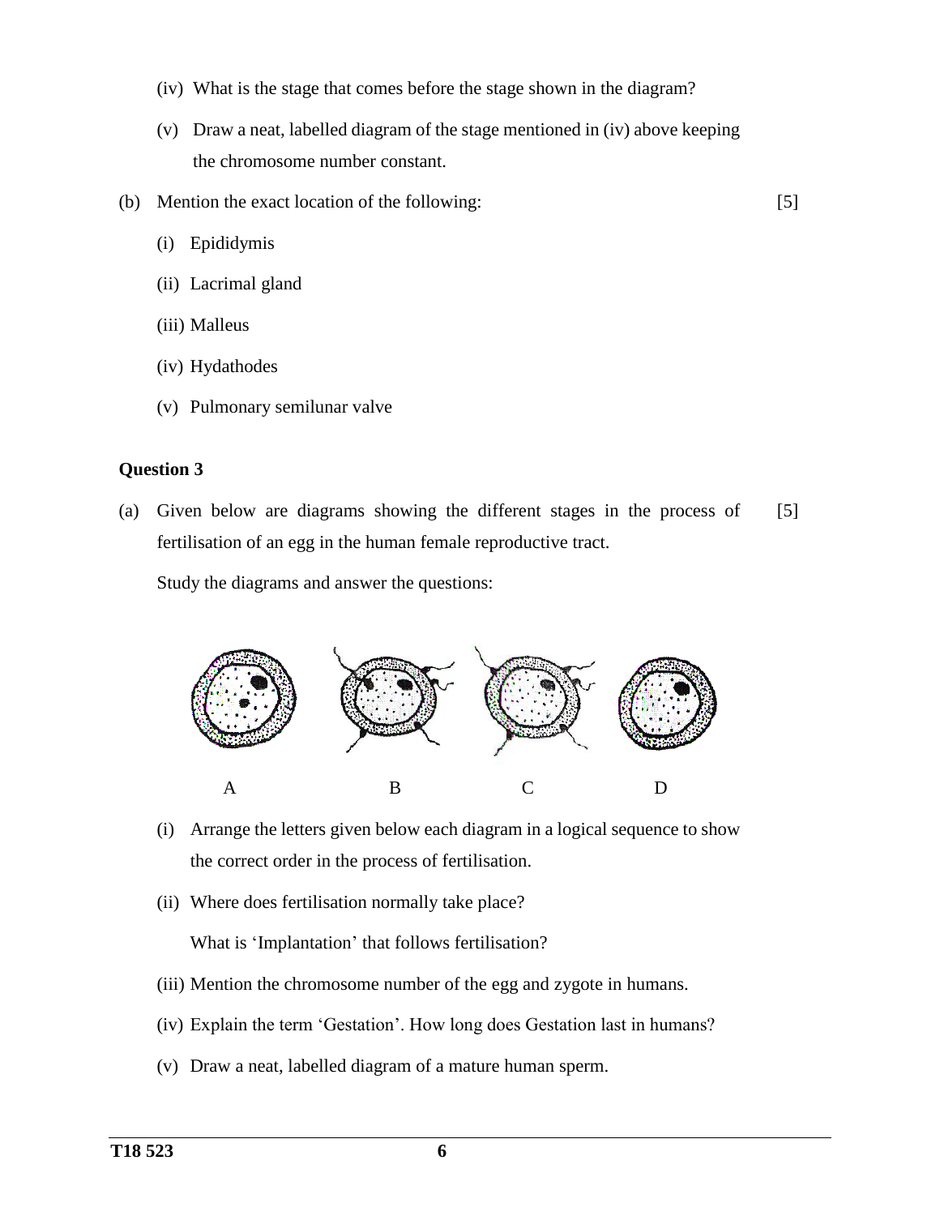(iv) What is the stage that comes before the stage shown in the diagram?

(v) Draw a neat, labelled diagram of the stage mentioned in (iv) above keeping the chromosome number constant.

(b) Mention the exact location of the following: [5]

(i) Epididymis

(ii) Lacrimal gland

(iii) Malleus

(iv) Hydathodes

(v) Pulmonary semilunar valve

**Question 3**

(a) Given below are diagrams showing the different stages in the process of fertilisation of an egg in the human female reproductive tract. [5]

Study the diagrams and answer the questions:

A B C D

(i) Arrange the letters given below each diagram in a logical sequence to show the correct order in the process of fertilisation.

(ii) Where does fertilisation normally take place?

What is 'Implantation' that follows fertilisation?

(iii) Mention the chromosome number of the egg and zygote in humans.

(iv) Explain the term 'Gestation'. How long does Gestation last in humans?

(v) Draw a neat, labelled diagram of a mature human sperm.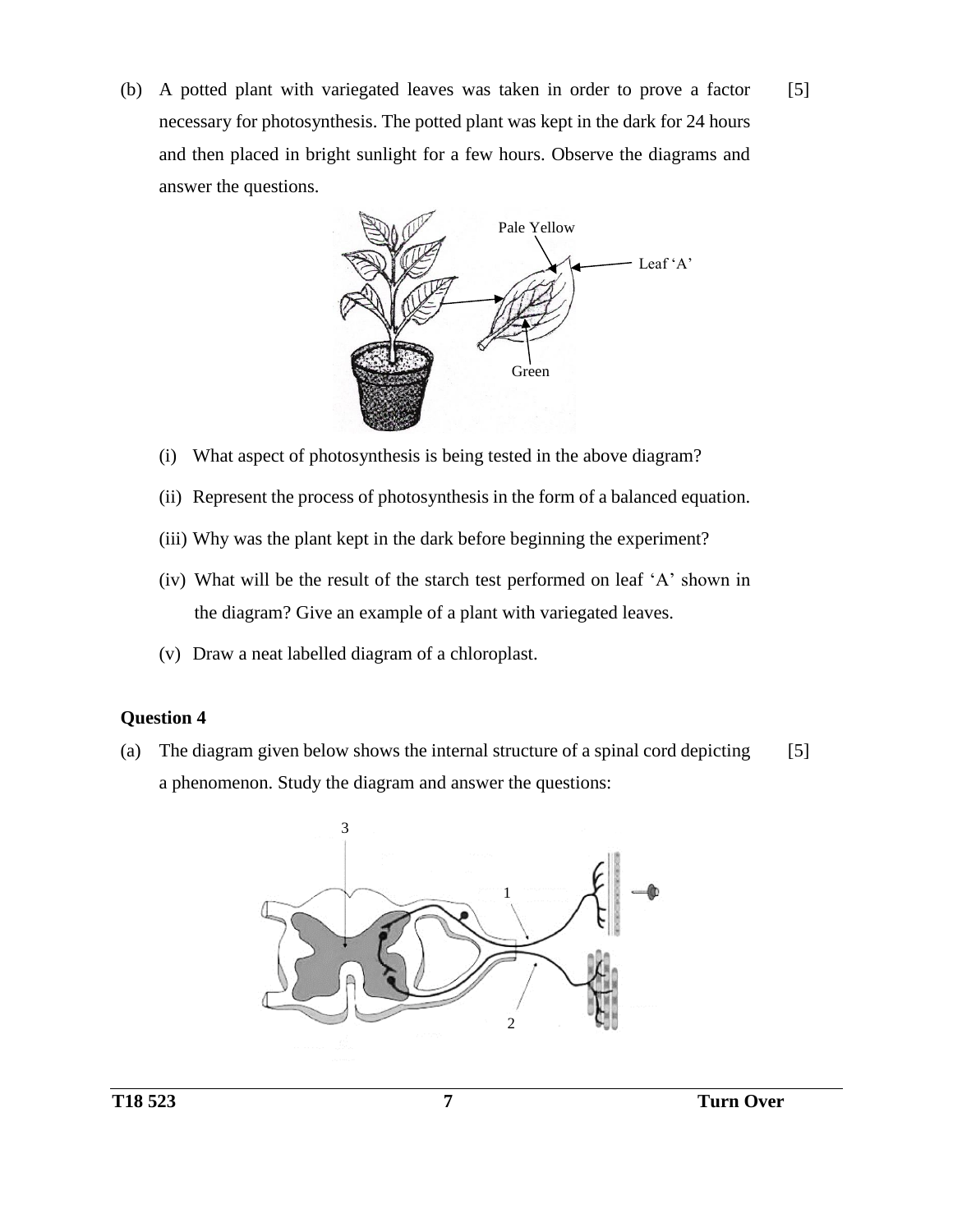(b) A potted plant with variegated leaves was taken in order to prove a factor necessary for photosynthesis. The potted plant was kept in the dark for 24 hours and then placed in bright sunlight for a few hours. Observe the diagrams and answer the questions. [5]

(i) What aspect of photosynthesis is being tested in the above diagram?

(ii) Represent the process of photosynthesis in the form of a balanced equation.

(iii) Why was the plant kept in the dark before beginning the experiment?

(iv) What will be the result of the starch test performed on leaf 'A' shown in the diagram? Give an example of a plant with variegated leaves.

(v) Draw a neat labelled diagram of a chloroplast.

**Question 4**

(a) The diagram given below shows the internal structure of a spinal cord depicting a phenomenon. Study the diagram and answer the questions: [5]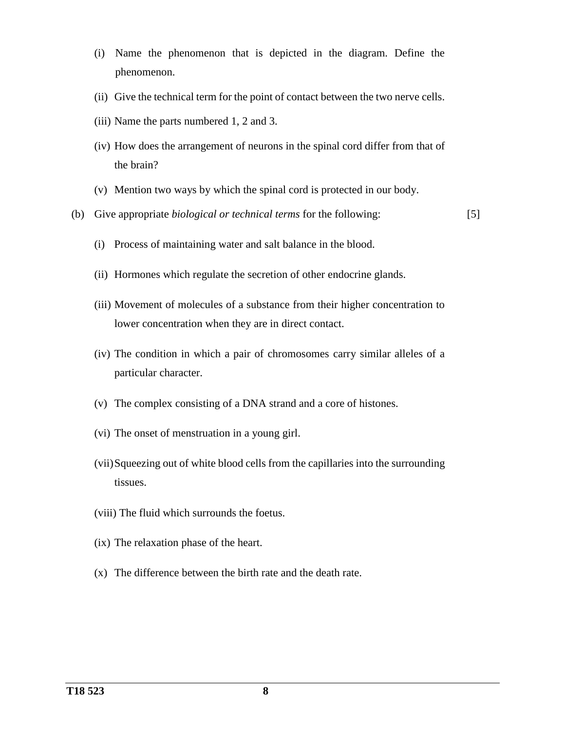(i) Name the phenomenon that is depicted in the diagram. Define the phenomenon.

(ii) Give the technical term for the point of contact between the two nerve cells.

(iii) Name the parts numbered 1, 2 and 3.

(iv) How does the arrangement of neurons in the spinal cord differ from that of the brain?

(v) Mention two ways by which the spinal cord is protected in our body.

(b) Give appropriate *biological or technical terms* for the following: [5]

(i) Process of maintaining water and salt balance in the blood.

(ii) Hormones which regulate the secretion of other endocrine glands.

(iii) Movement of molecules of a substance from their higher concentration to lower concentration when they are in direct contact.

(iv) The condition in which a pair of chromosomes carry similar alleles of a particular character.

(v) The complex consisting of a DNA strand and a core of histones.

(vi) The onset of menstruation in a young girl.

(vii) Squeezing out of white blood cells from the capillaries into the surrounding tissues.

(viii) The fluid which surrounds the foetus.

(ix) The relaxation phase of the heart.

(x) The difference between the birth rate and the death rate.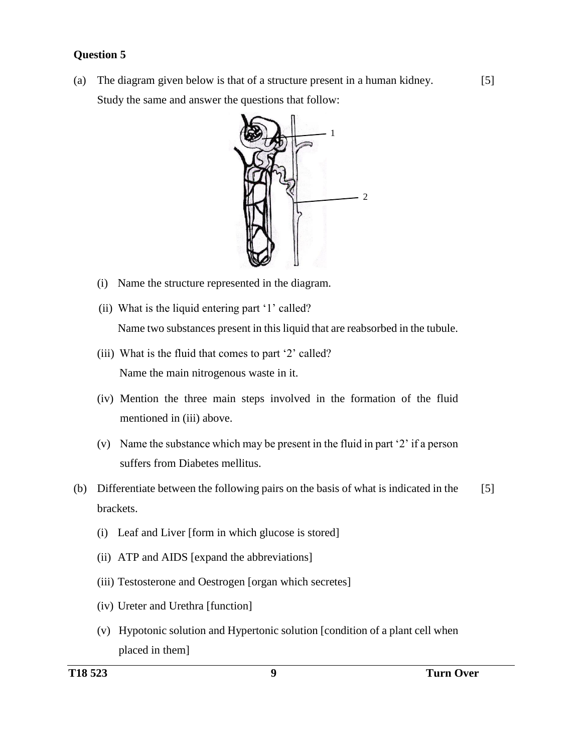## Question 5

(a) The diagram given below is that of a structure present in a human kidney. Study the same and answer the questions that follow: [5]

1

2

(i) Name the structure represented in the diagram.

(ii) What is the liquid entering part '1' called?
Name two substances present in this liquid that are reabsorbed in the tubule.

(iii) What is the fluid that comes to part '2' called?
Name the main nitrogenous waste in it.

(iv) Mention the three main steps involved in the formation of the fluid mentioned in (iii) above.

(v) Name the substance which may be present in the fluid in part '2' if a person suffers from Diabetes mellitus.

(b) Differentiate between the following pairs on the basis of what is indicated in the brackets. [5]

(i) Leaf and Liver [form in which glucose is stored]

(ii) ATP and AIDS [expand the abbreviations]

(iii) Testosterone and Oestrogen [organ which secretes]

(iv) Ureter and Urethra [function]

(v) Hypotonic solution and Hypertonic solution [condition of a plant cell when placed in them]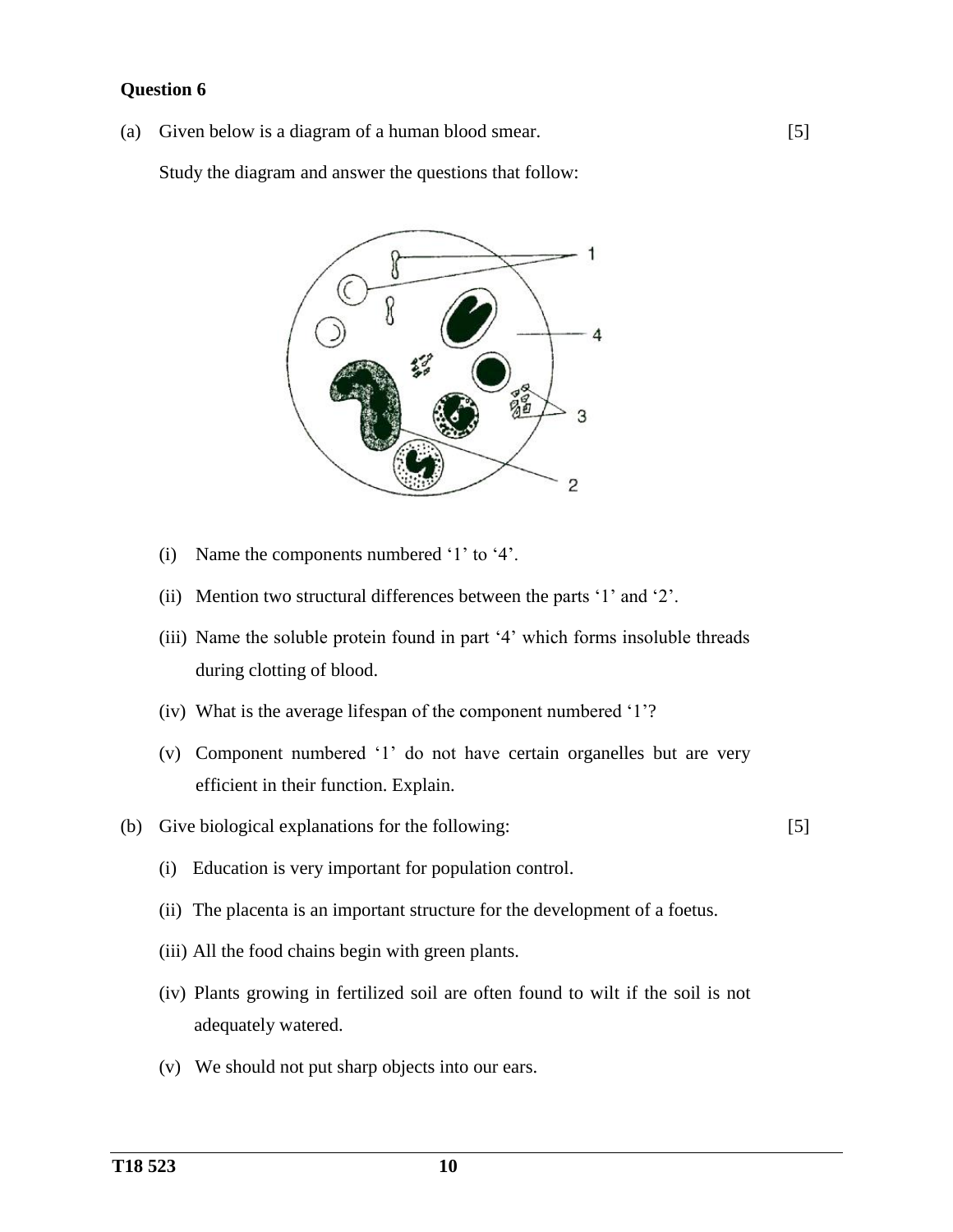**Question 6**

(a) Given below is a diagram of a human blood smear. [5]

Study the diagram and answer the questions that follow:

(i) Name the components numbered '1' to '4'.

(ii) Mention two structural differences between the parts '1' and '2'.

(iii) Name the soluble protein found in part '4' which forms insoluble threads during clotting of blood.

(iv) What is the average lifespan of the component numbered '1'?

(v) Component numbered '1' do not have certain organelles but are very efficient in their function. Explain.

(b) Give biological explanations for the following: [5]

(i) Education is very important for population control.

(ii) The placenta is an important structure for the development of a foetus.

(iii) All the food chains begin with green plants.

(iv) Plants growing in fertilized soil are often found to wilt if the soil is not adequately watered.

(v) We should not put sharp objects into our ears.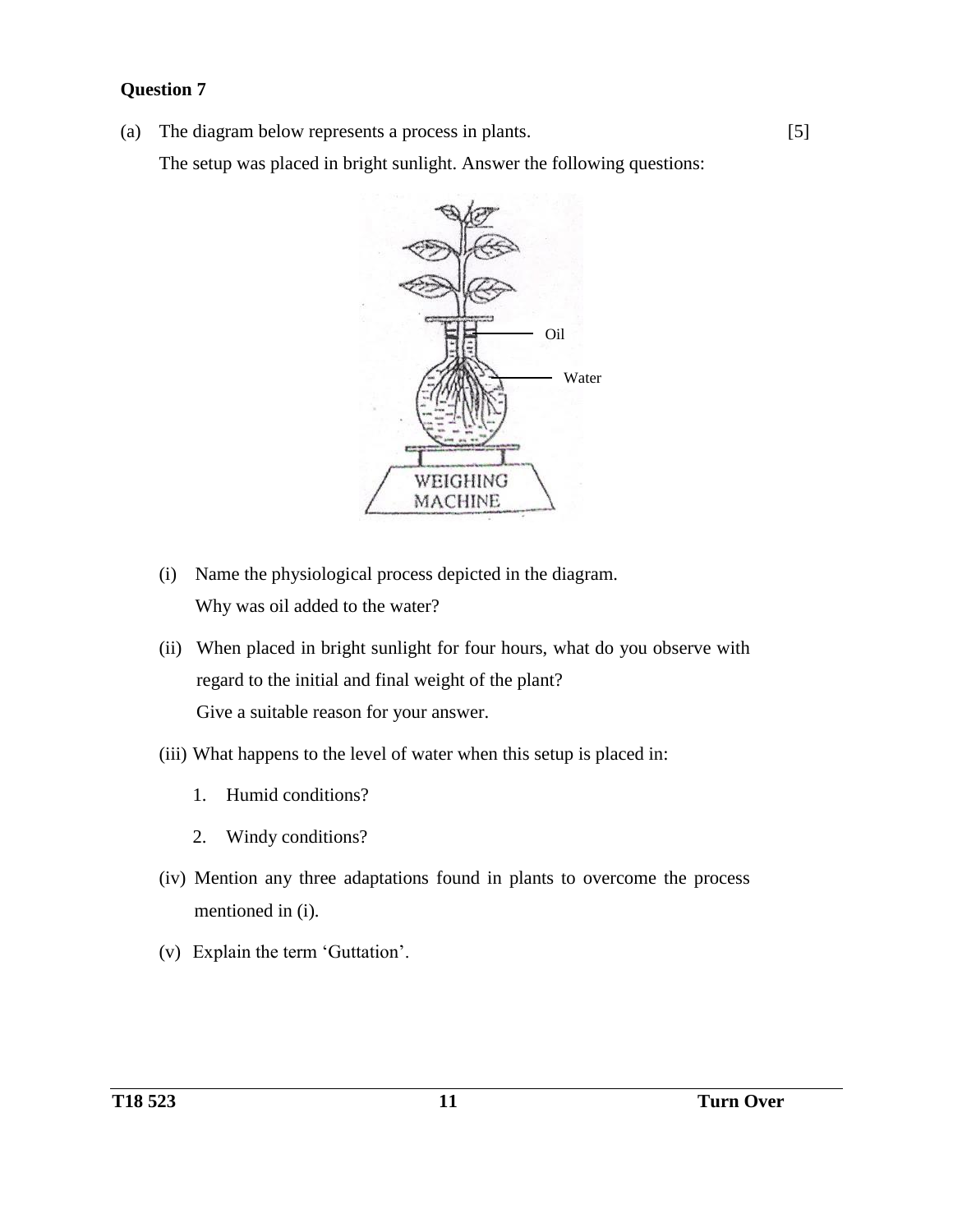**Question 7**

(a) The diagram below represents a process in plants. [5]

The setup was placed in bright sunlight. Answer the following questions:

Oil

Water

WEIGHING MACHINE

(i) Name the physiological process depicted in the diagram.
Why was oil added to the water?

(ii) When placed in bright sunlight for four hours, what do you observe with regard to the initial and final weight of the plant?
Give a suitable reason for your answer.

(iii) What happens to the level of water when this setup is placed in:

1. Humid conditions?

2. Windy conditions?

(iv) Mention any three adaptations found in plants to overcome the process mentioned in (i).

(v) Explain the term 'Guttation'.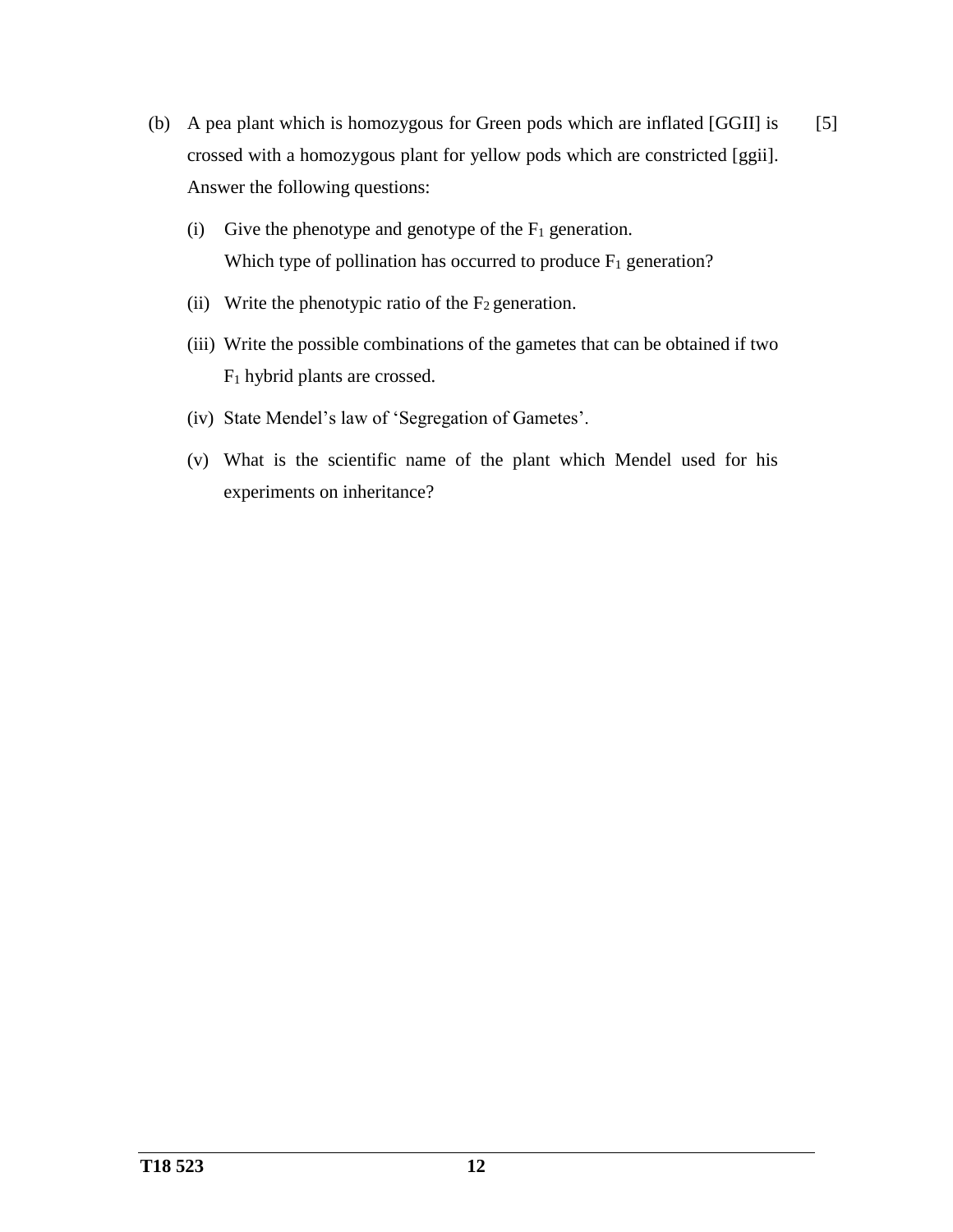(b) A pea plant which is homozygous for Green pods which are inflated [GGII] is crossed with a homozygous plant for yellow pods which are constricted [ggii]. Answer the following questions: [5]

(i) Give the phenotype and genotype of the $F_1$ generation.
Which type of pollination has occurred to produce $F_1$ generation?

(ii) Write the phenotypic ratio of the $F_2$ generation.

(iii) Write the possible combinations of the gametes that can be obtained if two $F_1$ hybrid plants are crossed.

(iv) State Mendel's law of 'Segregation of Gametes'.

(v) What is the scientific name of the plant which Mendel used for his experiments on inheritance?